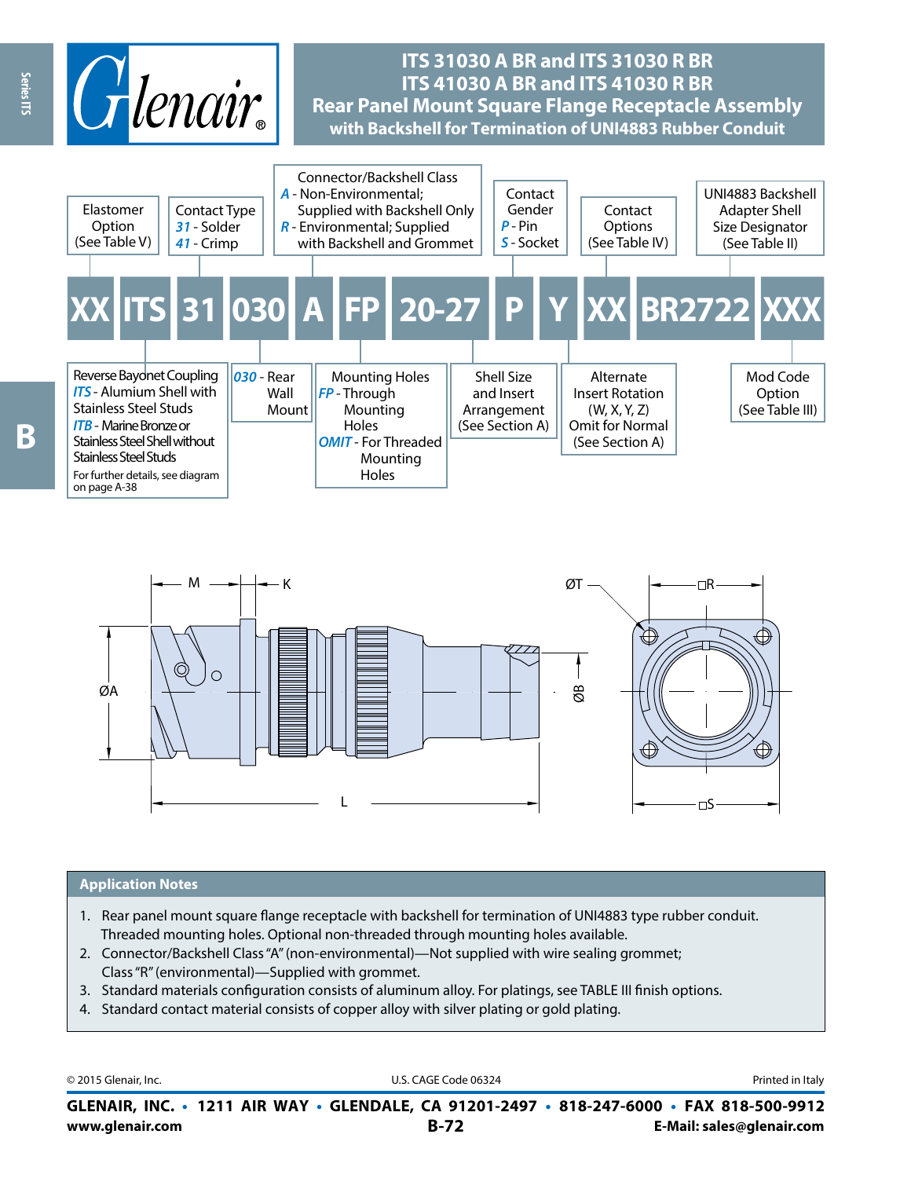# ITS 31030 A BR and ITS 31030 R BR
# ITS 41030 A BR and ITS 41030 R BR
## Rear Panel Mount Square Flange Receptacle Assembly
### with Backshell for Termination of UNI4883 Rubber Conduit

**XX ITS 31 030 A FP 20-27 P Y XX BR2722 XXX**

- **XX** – Elastomer Option (See Table V)
- **ITS** – Reverse Bayonet Coupling
  - *ITS* - Alumium Shell with Stainless Steel Studs
  - *ITB* - Marine Bronze or Stainless Steel Shell without Stainless Steel Studs
  - For further details, see diagram on page A-38
- **31** – Contact Type
  - *31* - Solder
  - *41* - Crimp
- **030** – *030* - Rear Wall Mount
- **A** – Connector/Backshell Class
  - *A* - Non-Environmental; Supplied with Backshell Only
  - *R* - Environmental; Supplied with Backshell and Grommet
- **FP** – Mounting Holes
  - *FP* - Through Mounting Holes
  - *OMIT* - For Threaded Mounting Holes
- **20-27** – Shell Size and Insert Arrangement (See Section A)
- **P** – Contact Gender
  - *P* - Pin
  - *S* - Socket
- **Y** – Alternate Insert Rotation (W, X, Y, Z) Omit for Normal (See Section A)
- **XX** – Contact Options (See Table IV)
- **BR2722** – UNI4883 Backshell Adapter Shell Size Designator (See Table II)
- **XXX** – Mod Code Option (See Table III)

M, K, ØA, ØB, L, ØT, □R, □S

## Application Notes

1. Rear panel mount square flange receptacle with backshell for termination of UNI4883 type rubber conduit. Threaded mounting holes. Optional non-threaded through mounting holes available.
2. Connector/Backshell Class "A" (non-environmental)—Not supplied with wire sealing grommet; Class "R" (environmental)—Supplied with grommet.
3. Standard materials configuration consists of aluminum alloy. For platings, see TABLE III finish options.
4. Standard contact material consists of copper alloy with silver plating or gold plating.

© 2015 Glenair, Inc. U.S. CAGE Code 06324 Printed in Italy

**GLENAIR, INC. • 1211 AIR WAY • GLENDALE, CA 91201-2497 • 818-247-6000 • FAX 818-500-9912**
**www.glenair.com** **E-Mail: sales@glenair.com**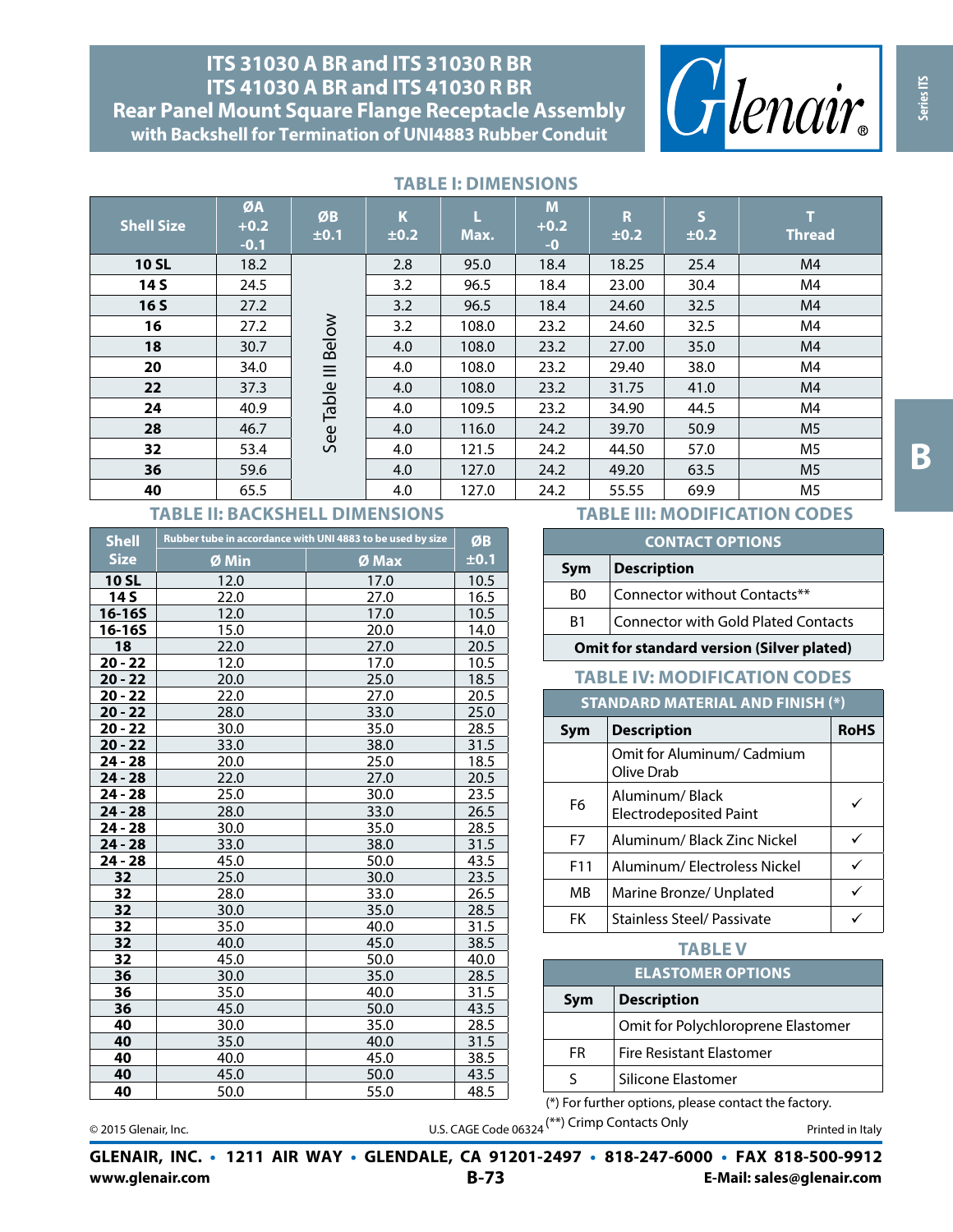# ITS 31030 A BR and ITS 31030 R BR
# ITS 41030 A BR and ITS 41030 R BR
## Rear Panel Mount Square Flange Receptacle Assembly with Backshell for Termination of UNI4883 Rubber Conduit

### TABLE I: DIMENSIONS

| Shell Size | ØA +0.2 -0.1 | ØB ±0.1 | K ±0.2 | L Max. | M +0.2 -0 | R ±0.2 | S ±0.2 | T Thread |
|---|---|---|---|---|---|---|---|---|
| 10 SL | 18.2 | See Table III Below | 2.8 | 95.0 | 18.4 | 18.25 | 25.4 | M4 |
| 14 S | 24.5 | | 3.2 | 96.5 | 18.4 | 23.00 | 30.4 | M4 |
| 16 S | 27.2 | | 3.2 | 96.5 | 18.4 | 24.60 | 32.5 | M4 |
| 16 | 27.2 | | 3.2 | 108.0 | 23.2 | 24.60 | 32.5 | M4 |
| 18 | 30.7 | | 4.0 | 108.0 | 23.2 | 27.00 | 35.0 | M4 |
| 20 | 34.0 | | 4.0 | 108.0 | 23.2 | 29.40 | 38.0 | M4 |
| 22 | 37.3 | | 4.0 | 108.0 | 23.2 | 31.75 | 41.0 | M4 |
| 24 | 40.9 | | 4.0 | 109.5 | 23.2 | 34.90 | 44.5 | M4 |
| 28 | 46.7 | | 4.0 | 116.0 | 24.2 | 39.70 | 50.9 | M5 |
| 32 | 53.4 | | 4.0 | 121.5 | 24.2 | 44.50 | 57.0 | M5 |
| 36 | 59.6 | | 4.0 | 127.0 | 24.2 | 49.20 | 63.5 | M5 |
| 40 | 65.5 | | 4.0 | 127.0 | 24.2 | 55.55 | 69.9 | M5 |

### TABLE II: BACKSHELL DIMENSIONS

| Shell Size | Rubber tube in accordance with UNI 4883 to be used by size | | ØB ±0.1 |
|---|---|---|---|
| | Ø Min | Ø Max | |
| 10 SL | 12.0 | 17.0 | 10.5 |
| 14 S | 22.0 | 27.0 | 16.5 |
| 16-16S | 12.0 | 17.0 | 10.5 |
| 16-16S | 15.0 | 20.0 | 14.0 |
| 18 | 22.0 | 27.0 | 20.5 |
| 20 - 22 | 12.0 | 17.0 | 10.5 |
| 20 - 22 | 20.0 | 25.0 | 18.5 |
| 20 - 22 | 22.0 | 27.0 | 20.5 |
| 20 - 22 | 28.0 | 33.0 | 25.0 |
| 20 - 22 | 30.0 | 35.0 | 28.5 |
| 20 - 22 | 33.0 | 38.0 | 31.5 |
| 24 - 28 | 20.0 | 25.0 | 18.5 |
| 24 - 28 | 22.0 | 27.0 | 20.5 |
| 24 - 28 | 25.0 | 30.0 | 23.5 |
| 24 - 28 | 28.0 | 33.0 | 26.5 |
| 24 - 28 | 30.0 | 35.0 | 28.5 |
| 24 - 28 | 33.0 | 38.0 | 31.5 |
| 24 - 28 | 45.0 | 50.0 | 43.5 |
| 32 | 25.0 | 30.0 | 23.5 |
| 32 | 28.0 | 33.0 | 26.5 |
| 32 | 30.0 | 35.0 | 28.5 |
| 32 | 35.0 | 40.0 | 31.5 |
| 32 | 40.0 | 45.0 | 38.5 |
| 32 | 45.0 | 50.0 | 40.0 |
| 36 | 30.0 | 35.0 | 28.5 |
| 36 | 35.0 | 40.0 | 31.5 |
| 36 | 45.0 | 50.0 | 43.5 |
| 40 | 30.0 | 35.0 | 28.5 |
| 40 | 35.0 | 40.0 | 31.5 |
| 40 | 40.0 | 45.0 | 38.5 |
| 40 | 45.0 | 50.0 | 43.5 |
| 40 | 50.0 | 55.0 | 48.5 |

### TABLE III: MODIFICATION CODES

**CONTACT OPTIONS**

| Sym | Description |
|---|---|
| B0 | Connector without Contacts** |
| B1 | Connector with Gold Plated Contacts |
| Omit for standard version (Silver plated) | |

### TABLE IV: MODIFICATION CODES

**STANDARD MATERIAL AND FINISH (*)**

| Sym | Description | RoHS |
|---|---|---|
| | Omit for Aluminum/ Cadmium Olive Drab | |
| F6 | Aluminum/ Black Electrodeposited Paint | ✓ |
| F7 | Aluminum/ Black Zinc Nickel | ✓ |
| F11 | Aluminum/ Electroless Nickel | ✓ |
| MB | Marine Bronze/ Unplated | ✓ |
| FK | Stainless Steel/ Passivate | ✓ |

### TABLE V

**ELASTOMER OPTIONS**

| Sym | Description |
|---|---|
| | Omit for Polychloroprene Elastomer |
| FR | Fire Resistant Elastomer |
| S | Silicone Elastomer |

(*) For further options, please contact the factory.

(**) Crimp Contacts Only

© 2015 Glenair, Inc. U.S. CAGE Code 06324 Printed in Italy

GLENAIR, INC. • 1211 AIR WAY • GLENDALE, CA 91201-2497 • 818-247-6000 • FAX 818-500-9912
www.glenair.com B-73 E-Mail: sales@glenair.com